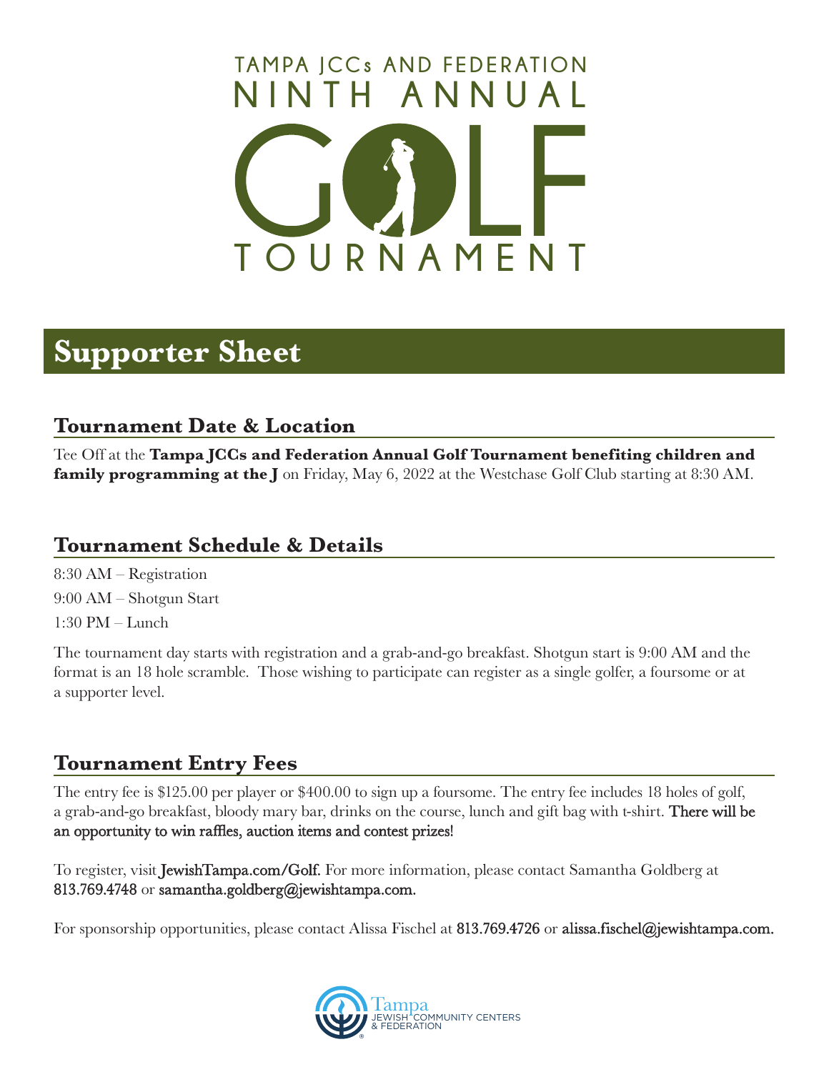TAMPA JCCs AND FEDERATION

NINTH ANNUAL

# GOLF TOURNAMENT

## Supporter Sheet

### Tournament Date & Location

Tee Off at the **Tampa JCCs and Federation Annual Golf Tournament benefiting children and family programming at the J** on Friday, May 6, 2022 at the Westchase Golf Club starting at 8:30 AM.

### Tournament Schedule & Details

8:30 AM – Registration

9:00 AM – Shotgun Start

1:30 PM – Lunch

The tournament day starts with registration and a grab-and-go breakfast. Shotgun start is 9:00 AM and the format is an 18 hole scramble. Those wishing to participate can register as a single golfer, a foursome or at a supporter level.

### Tournament Entry Fees

The entry fee is $125.00 per player or $400.00 to sign up a foursome. The entry fee includes 18 holes of golf, a grab-and-go breakfast, bloody mary bar, drinks on the course, lunch and gift bag with t-shirt. There will be an opportunity to win raffles, auction items and contest prizes!

To register, visit JewishTampa.com/Golf. For more information, please contact Samantha Goldberg at 813.769.4748 or samantha.goldberg@jewishtampa.com.

For sponsorship opportunities, please contact Alissa Fischel at 813.769.4726 or alissa.fischel@jewishtampa.com.

Tampa JEWISH COMMUNITY CENTERS & FEDERATION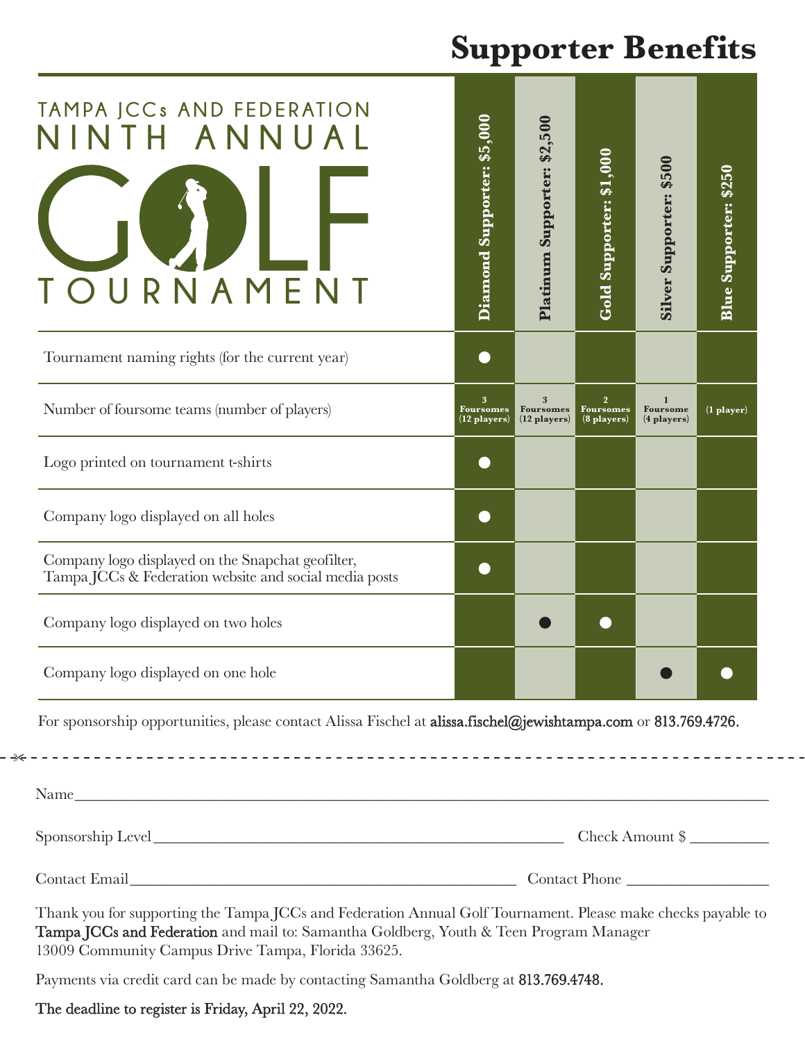# Supporter Benefits

TAMPA JCCs AND FEDERATION
NINTH ANNUAL
GOLF
TOURNAMENT

| | Diamond Supporter: $5,000 | Platinum Supporter: $2,500 | Gold Supporter: $1,000 | Silver Supporter: $500 | Blue Supporter: $250 |
|---|---|---|---|---|---|
| Tournament naming rights (for the current year) | ● | | | | |
| Number of foursome teams (number of players) | 3 Foursomes (12 players) | 3 Foursomes (12 players) | 2 Foursomes (8 players) | 1 Foursome (4 players) | (1 player) |
| Logo printed on tournament t-shirts | ● | | | | |
| Company logo displayed on all holes | ● | | | | |
| Company logo displayed on the Snapchat geofilter, Tampa JCCs & Federation website and social media posts | ● | | | | |
| Company logo displayed on two holes | | ● | ● | | |
| Company logo displayed on one hole | | | | ● | ● |

For sponsorship opportunities, please contact Alissa Fischel at alissa.fischel@jewishtampa.com or 813.769.4726.

---

Name\_\_\_\_\_\_\_\_\_\_\_\_\_\_\_\_\_\_\_\_\_\_\_\_\_\_\_\_\_\_\_\_\_\_\_\_\_\_\_\_

Sponsorship Level\_\_\_\_\_\_\_\_\_\_\_\_\_\_\_\_\_\_\_\_\_\_\_\_ Check Amount $ \_\_\_\_\_\_\_\_\_\_

Contact Email\_\_\_\_\_\_\_\_\_\_\_\_\_\_\_\_\_\_\_\_\_\_\_\_ Contact Phone \_\_\_\_\_\_\_\_\_\_\_\_\_\_

Thank you for supporting the Tampa JCCs and Federation Annual Golf Tournament. Please make checks payable to Tampa JCCs and Federation and mail to: Samantha Goldberg, Youth & Teen Program Manager
13009 Community Campus Drive Tampa, Florida 33625.

Payments via credit card can be made by contacting Samantha Goldberg at 813.769.4748.

The deadline to register is Friday, April 22, 2022.